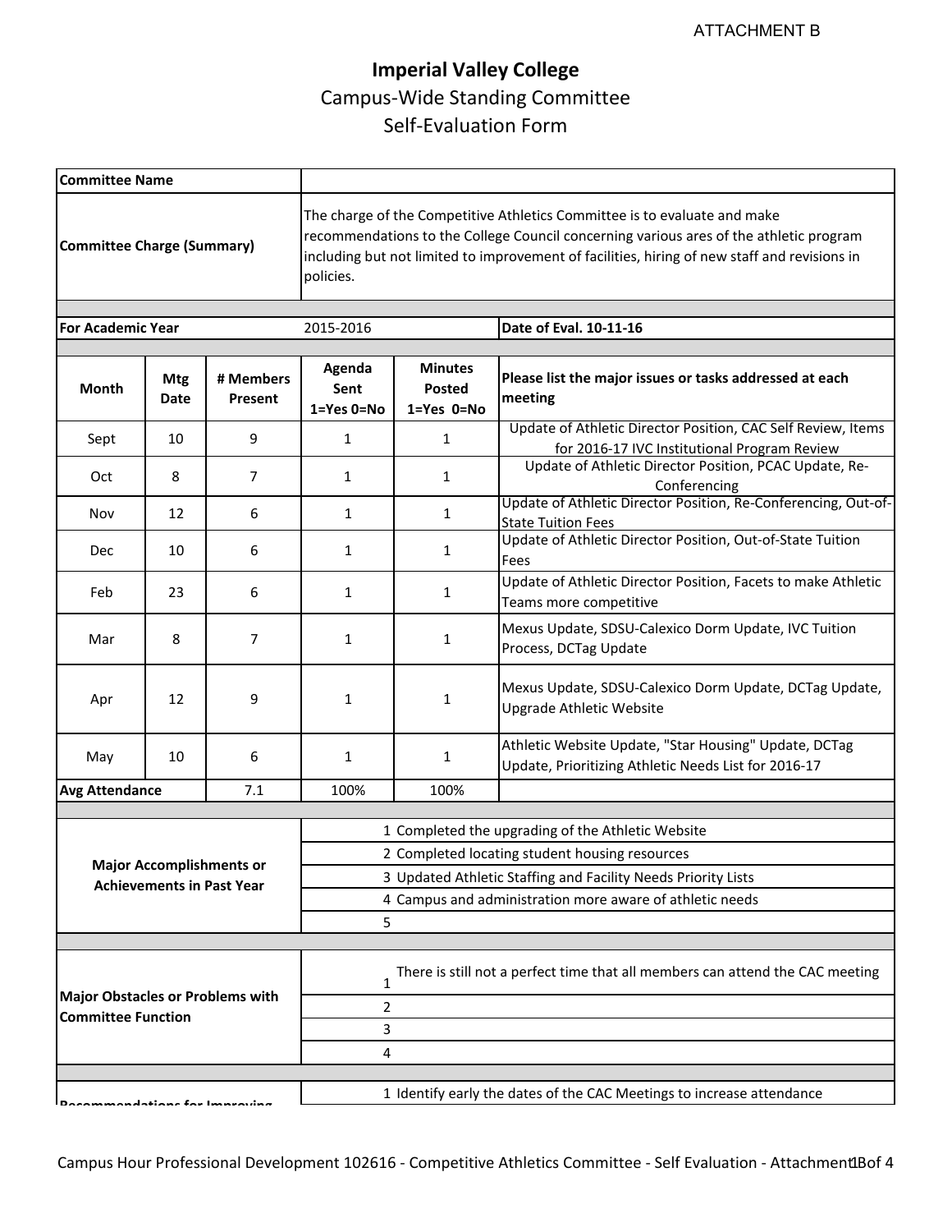ATTACHMENT B

# Imperial Valley College

## Campus-Wide Standing Committee
## Self-Evaluation Form

| Committee Name | |
|---|---|
| **Committee Charge (Summary)** | The charge of the Competitive Athletics Committee is to evaluate and make recommendations to the College Council concerning various ares of the athletic program including but not limited to improvement of facilities, hiring of new staff and revisions in policies. |

| **For Academic Year** | 2015-2016 | **Date of Eval. 10-11-16** |
|---|---|---|

| Month | Mtg Date | # Members Present | Agenda Sent 1=Yes 0=No | Minutes Posted 1=Yes 0=No | Please list the major issues or tasks addressed at each meeting |
|---|---|---|---|---|---|
| Sept | 10 | 9 | 1 | 1 | Update of Athletic Director Position, CAC Self Review, Items for 2016-17 IVC Institutional Program Review |
| Oct | 8 | 7 | 1 | 1 | Update of Athletic Director Position, PCAC Update, Re-Conferencing |
| Nov | 12 | 6 | 1 | 1 | Update of Athletic Director Position, Re-Conferencing, Out-of-State Tuition Fees |
| Dec | 10 | 6 | 1 | 1 | Update of Athletic Director Position, Out-of-State Tuition Fees |
| Feb | 23 | 6 | 1 | 1 | Update of Athletic Director Position, Facets to make Athletic Teams more competitive |
| Mar | 8 | 7 | 1 | 1 | Mexus Update, SDSU-Calexico Dorm Update, IVC Tuition Process, DCTag Update |
| Apr | 12 | 9 | 1 | 1 | Mexus Update, SDSU-Calexico Dorm Update, DCTag Update, Upgrade Athletic Website |
| May | 10 | 6 | 1 | 1 | Athletic Website Update, "Star Housing" Update, DCTag Update, Prioritizing Athletic Needs List for 2016-17 |
| **Avg Attendance** | | 7.1 | 100% | 100% | |

| **Major Accomplishments or Achievements in Past Year** | |
|---|---|
| | 1 Completed the upgrading of the Athletic Website |
| | 2 Completed locating student housing resources |
| | 3 Updated Athletic Staffing and Facility Needs Priority Lists |
| | 4 Campus and administration more aware of athletic needs |
| | 5 |

| **Major Obstacles or Problems with Committee Function** | |
|---|---|
| | 1 There is still not a perfect time that all members can attend the CAC meeting |
| | 2 |
| | 3 |
| | 4 |

| **Recommendations for Improving** | |
|---|---|
| | 1 Identify early the dates of the CAC Meetings to increase attendance |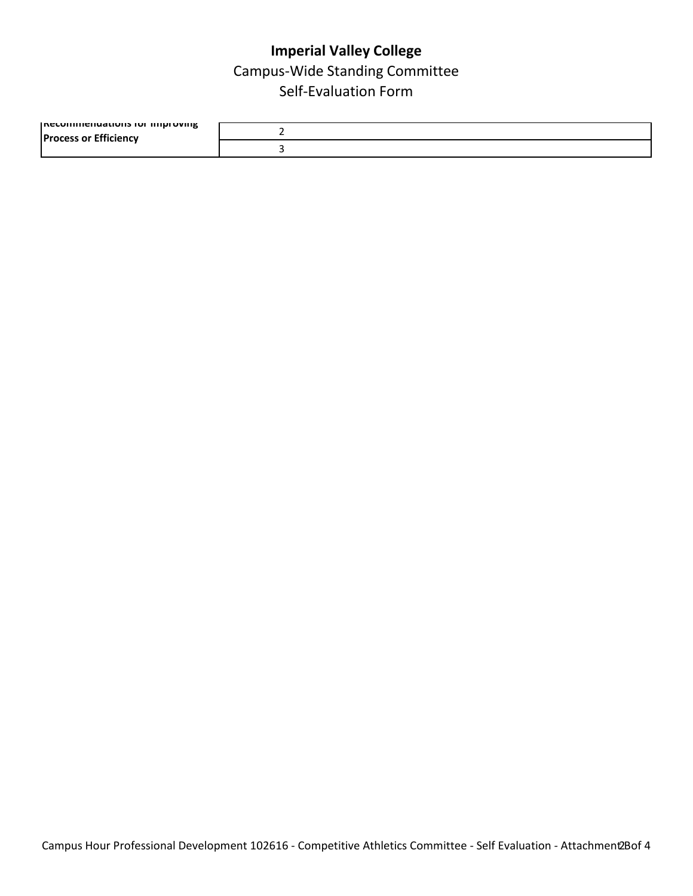# Imperial Valley College

## Campus-Wide Standing Committee

## Self-Evaluation Form

| **Recommendations for Improving Process or Efficiency** | 2 |
|---|---|
| | 3 |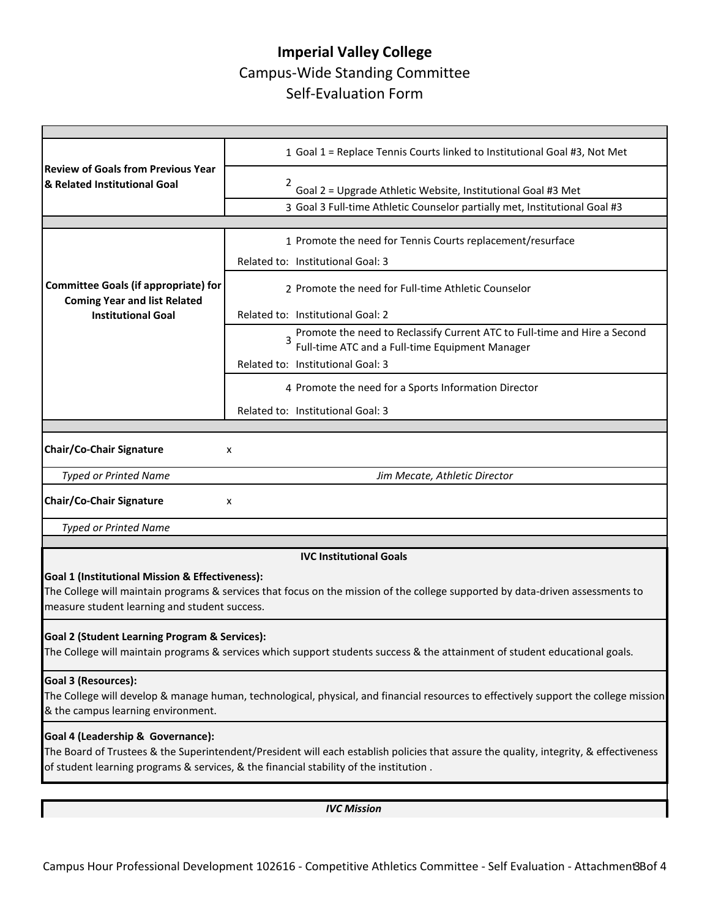# Imperial Valley College

## Campus-Wide Standing Committee

## Self-Evaluation Form

| | |
|---|---|
| **Review of Goals from Previous Year & Related Institutional Goal** | 1 Goal 1 = Replace Tennis Courts linked to Institutional Goal #3, Not Met |
| | 2 Goal 2 = Upgrade Athletic Website, Institutional Goal #3 Met |
| | 3 Goal 3 Full-time Athletic Counselor partially met, Institutional Goal #3 |
| **Committee Goals (if appropriate) for Coming Year and list Related Institutional Goal** | 1 Promote the need for Tennis Courts replacement/resurface<br>Related to: Institutional Goal: 3 |
| | 2 Promote the need for Full-time Athletic Counselor<br>Related to: Institutional Goal: 2 |
| | 3 Promote the need to Reclassify Current ATC to Full-time and Hire a Second Full-time ATC and a Full-time Equipment Manager<br>Related to: Institutional Goal: 3 |
| | 4 Promote the need for a Sports Information Director<br>Related to: Institutional Goal: 3 |
| **Chair/Co-Chair Signature** | x |
| *Typed or Printed Name* | *Jim Mecate, Athletic Director* |
| **Chair/Co-Chair Signature** | x |
| *Typed or Printed Name* | |

**IVC Institutional Goals**

**Goal 1 (Institutional Mission & Effectiveness):**
The College will maintain programs & services that focus on the mission of the college supported by data-driven assessments to measure student learning and student success.

**Goal 2 (Student Learning Program & Services):**
The College will maintain programs & services which support students success & the attainment of student educational goals.

**Goal 3 (Resources):**
The College will develop & manage human, technological, physical, and financial resources to effectively support the college mission & the campus learning environment.

**Goal 4 (Leadership & Governance):**
The Board of Trustees & the Superintendent/President will each establish policies that assure the quality, integrity, & effectiveness of student learning programs & services, & the financial stability of the institution .

***IVC Mission***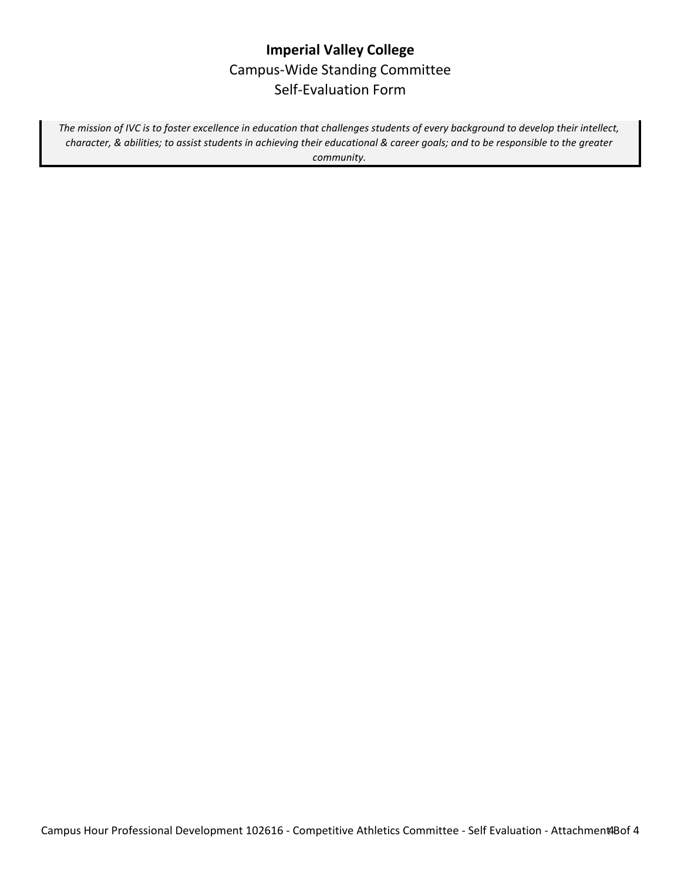**Imperial Valley College**

Campus-Wide Standing Committee

Self-Evaluation Form

*The mission of IVC is to foster excellence in education that challenges students of every background to develop their intellect, character, & abilities; to assist students in achieving their educational & career goals; and to be responsible to the greater community.*